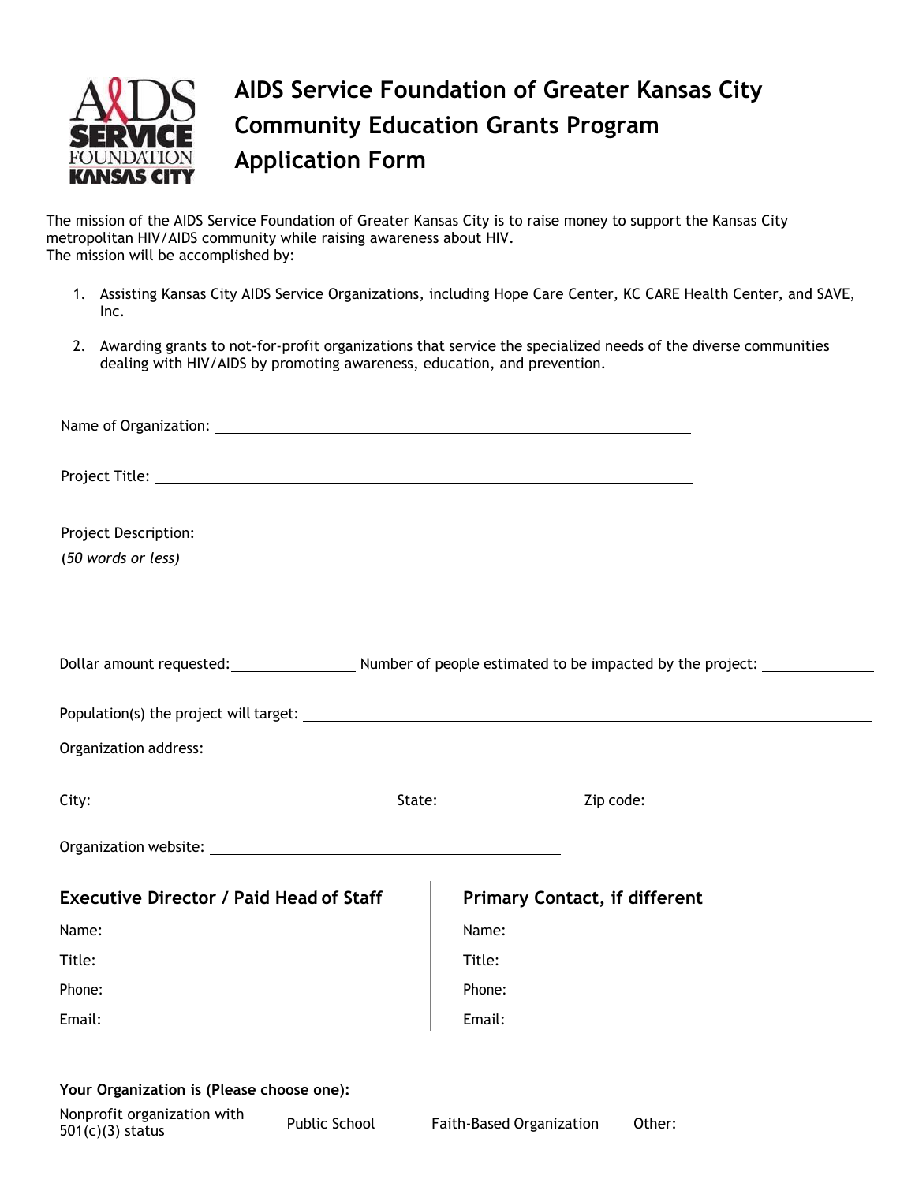# AIDS Service Foundation of Greater Kansas City Community Education Grants Program Application Form

The mission of the AIDS Service Foundation of Greater Kansas City is to raise money to support the Kansas City metropolitan HIV/AIDS community while raising awareness about HIV.
The mission will be accomplished by:

1. Assisting Kansas City AIDS Service Organizations, including Hope Care Center, KC CARE Health Center, and SAVE, Inc.
2. Awarding grants to not-for-profit organizations that service the specialized needs of the diverse communities dealing with HIV/AIDS by promoting awareness, education, and prevention.

Name of Organization: ____________________________________________

Project Title: ____________________________________________

Project Description:
*(50 words or less)*

Dollar amount requested: ______________ Number of people estimated to be impacted by the project: ______________

Population(s) the project will target: ____________________________________________

Organization address: ____________________________________________

City: ______________________ State: ______________ Zip code: ______________

Organization website: ____________________________________________

## Executive Director / Paid Head of Staff

Name:

Title:

Phone:

Email:

## Primary Contact, if different

Name:

Title:

Phone:

Email:

**Your Organization is (Please choose one):**

Nonprofit organization with 501(c)(3) status    Public School    Faith-Based Organization    Other: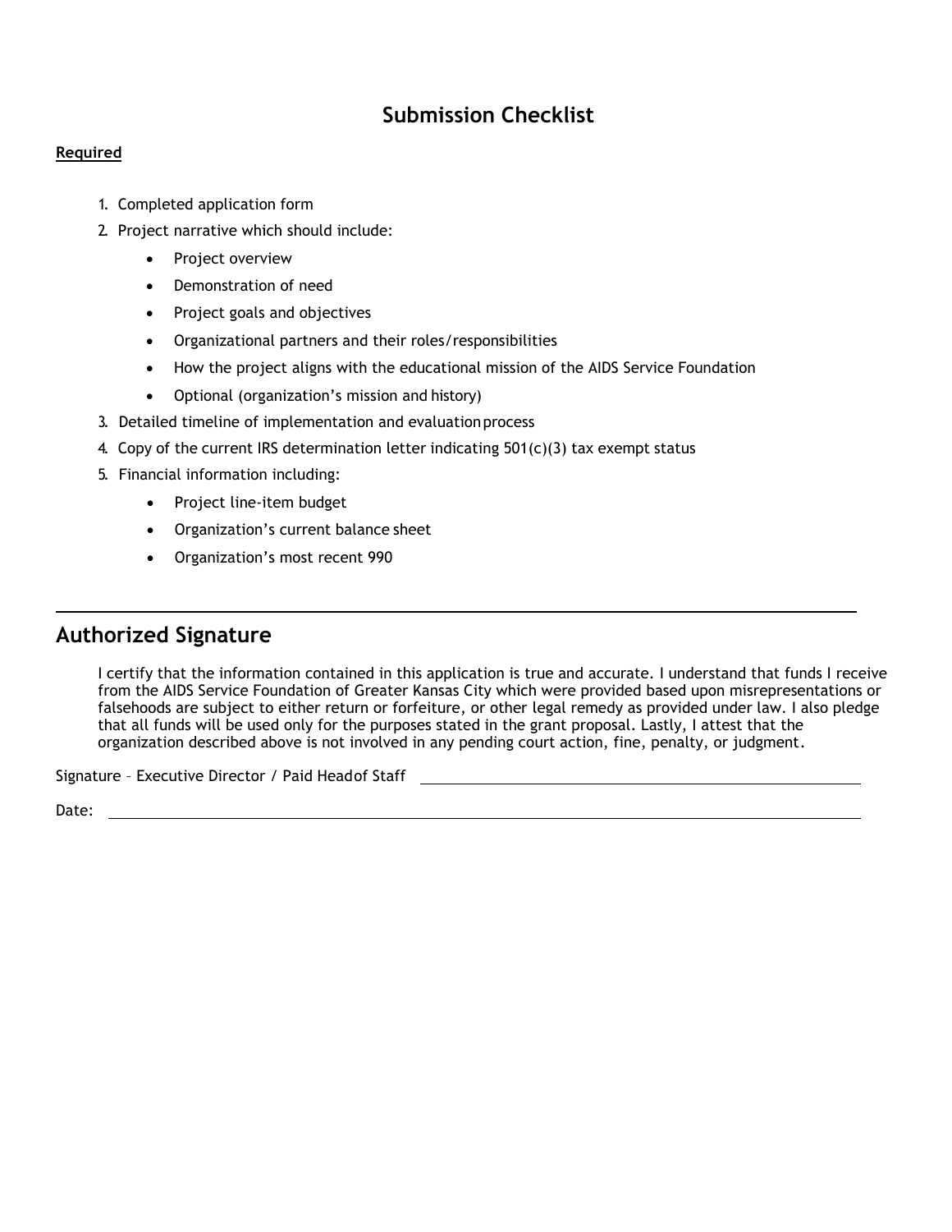## Submission Checklist

**Required**

1. Completed application form
2. Project narrative which should include:
   - Project overview
   - Demonstration of need
   - Project goals and objectives
   - Organizational partners and their roles/responsibilities
   - How the project aligns with the educational mission of the AIDS Service Foundation
   - Optional (organization's mission and history)
3. Detailed timeline of implementation and evaluation process
4. Copy of the current IRS determination letter indicating 501(c)(3) tax exempt status
5. Financial information including:
   - Project line-item budget
   - Organization's current balance sheet
   - Organization's most recent 990

---

## Authorized Signature

I certify that the information contained in this application is true and accurate. I understand that funds I receive from the AIDS Service Foundation of Greater Kansas City which were provided based upon misrepresentations or falsehoods are subject to either return or forfeiture, or other legal remedy as provided under law. I also pledge that all funds will be used only for the purposes stated in the grant proposal. Lastly, I attest that the organization described above is not involved in any pending court action, fine, penalty, or judgment.

Signature – Executive Director / Paid Head of Staff ______________________________

Date: ______________________________